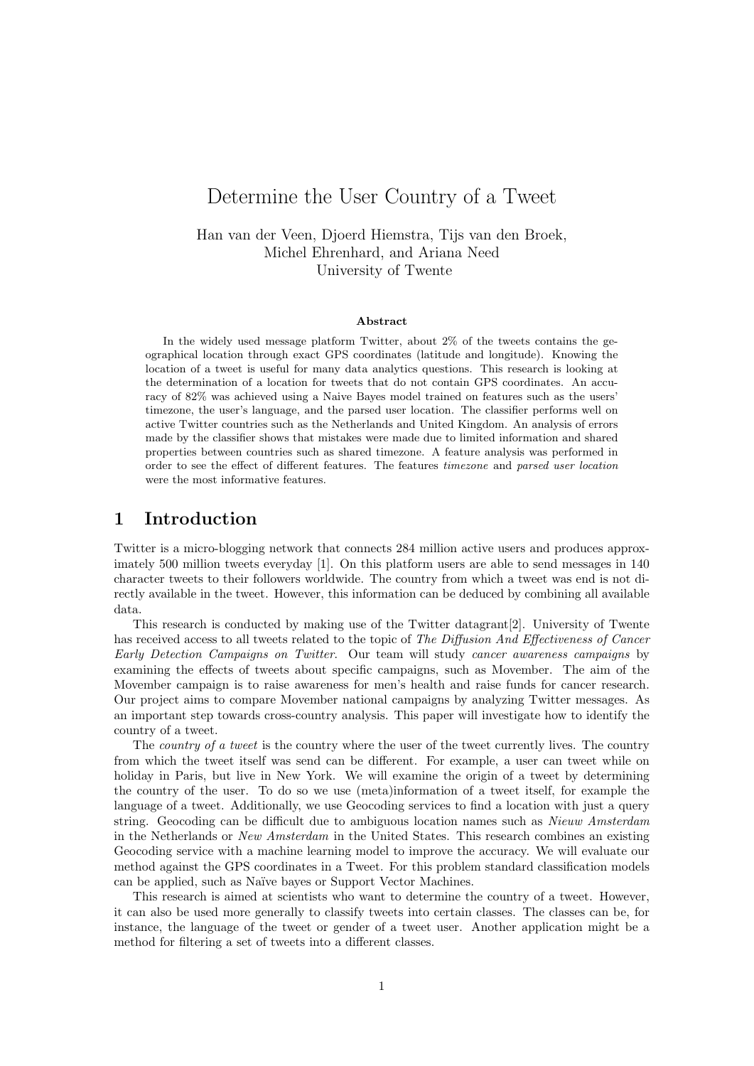# Determine the User Country of a Tweet

Han van der Veen, Djoerd Hiemstra, Tijs van den Broek,
Michel Ehrenhard, and Ariana Need
University of Twente

**Abstract**

In the widely used message platform Twitter, about 2% of the tweets contains the geographical location through exact GPS coordinates (latitude and longitude). Knowing the location of a tweet is useful for many data analytics questions. This research is looking at the determination of a location for tweets that do not contain GPS coordinates. An accuracy of 82% was achieved using a Naive Bayes model trained on features such as the users' timezone, the user's language, and the parsed user location. The classifier performs well on active Twitter countries such as the Netherlands and United Kingdom. An analysis of errors made by the classifier shows that mistakes were made due to limited information and shared properties between countries such as shared timezone. A feature analysis was performed in order to see the effect of different features. The features *timezone* and *parsed user location* were the most informative features.

## 1 Introduction

Twitter is a micro-blogging network that connects 284 million active users and produces approximately 500 million tweets everyday [1]. On this platform users are able to send messages in 140 character tweets to their followers worldwide. The country from which a tweet was end is not directly available in the tweet. However, this information can be deduced by combining all available data.

This research is conducted by making use of the Twitter datagrant[2]. University of Twente has received access to all tweets related to the topic of *The Diffusion And Effectiveness of Cancer Early Detection Campaigns on Twitter*. Our team will study *cancer awareness campaigns* by examining the effects of tweets about specific campaigns, such as Movember. The aim of the Movember campaign is to raise awareness for men's health and raise funds for cancer research. Our project aims to compare Movember national campaigns by analyzing Twitter messages. As an important step towards cross-country analysis. This paper will investigate how to identify the country of a tweet.

The *country of a tweet* is the country where the user of the tweet currently lives. The country from which the tweet itself was send can be different. For example, a user can tweet while on holiday in Paris, but live in New York. We will examine the origin of a tweet by determining the country of the user. To do so we use (meta)information of a tweet itself, for example the language of a tweet. Additionally, we use Geocoding services to find a location with just a query string. Geocoding can be difficult due to ambiguous location names such as *Nieuw Amsterdam* in the Netherlands or *New Amsterdam* in the United States. This research combines an existing Geocoding service with a machine learning model to improve the accuracy. We will evaluate our method against the GPS coordinates in a Tweet. For this problem standard classification models can be applied, such as Naïve bayes or Support Vector Machines.

This research is aimed at scientists who want to determine the country of a tweet. However, it can also be used more generally to classify tweets into certain classes. The classes can be, for instance, the language of the tweet or gender of a tweet user. Another application might be a method for filtering a set of tweets into a different classes.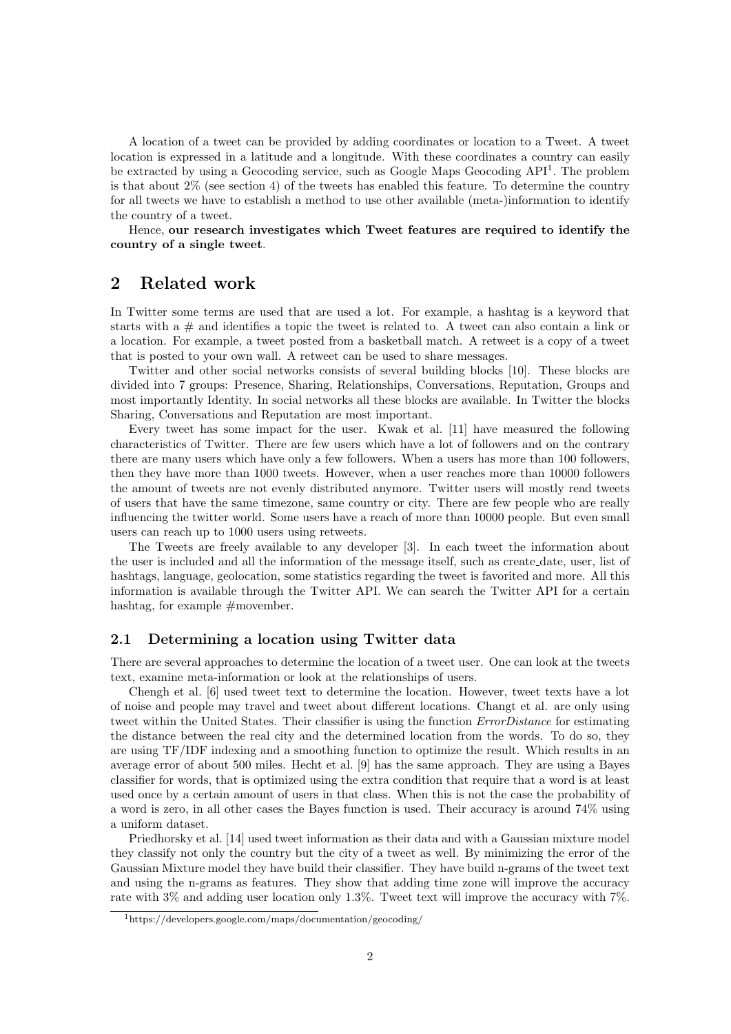A location of a tweet can be provided by adding coordinates or location to a Tweet. A tweet location is expressed in a latitude and a longitude. With these coordinates a country can easily be extracted by using a Geocoding service, such as Google Maps Geocoding API[1]. The problem is that about 2% (see section 4) of the tweets has enabled this feature. To determine the country for all tweets we have to establish a method to use other available (meta-)information to identify the country of a tweet.

Hence, **our research investigates which Tweet features are required to identify the country of a single tweet**.

## 2 Related work

In Twitter some terms are used that are used a lot. For example, a hashtag is a keyword that starts with a # and identifies a topic the tweet is related to. A tweet can also contain a link or a location. For example, a tweet posted from a basketball match. A retweet is a copy of a tweet that is posted to your own wall. A retweet can be used to share messages.

Twitter and other social networks consists of several building blocks [10]. These blocks are divided into 7 groups: Presence, Sharing, Relationships, Conversations, Reputation, Groups and most importantly Identity. In social networks all these blocks are available. In Twitter the blocks Sharing, Conversations and Reputation are most important.

Every tweet has some impact for the user. Kwak et al. [11] have measured the following characteristics of Twitter. There are few users which have a lot of followers and on the contrary there are many users which have only a few followers. When a users has more than 100 followers, then they have more than 1000 tweets. However, when a user reaches more than 10000 followers the amount of tweets are not evenly distributed anymore. Twitter users will mostly read tweets of users that have the same timezone, same country or city. There are few people who are really influencing the twitter world. Some users have a reach of more than 10000 people. But even small users can reach up to 1000 users using retweets.

The Tweets are freely available to any developer [3]. In each tweet the information about the user is included and all the information of the message itself, such as create_date, user, list of hashtags, language, geolocation, some statistics regarding the tweet is favorited and more. All this information is available through the Twitter API. We can search the Twitter API for a certain hashtag, for example #movember.

### 2.1 Determining a location using Twitter data

There are several approaches to determine the location of a tweet user. One can look at the tweets text, examine meta-information or look at the relationships of users.

Chengh et al. [6] used tweet text to determine the location. However, tweet texts have a lot of noise and people may travel and tweet about different locations. Changt et al. are only using tweet within the United States. Their classifier is using the function *ErrorDistance* for estimating the distance between the real city and the determined location from the words. To do so, they are using TF/IDF indexing and a smoothing function to optimize the result. Which results in an average error of about 500 miles. Hecht et al. [9] has the same approach. They are using a Bayes classifier for words, that is optimized using the extra condition that require that a word is at least used once by a certain amount of users in that class. When this is not the case the probability of a word is zero, in all other cases the Bayes function is used. Their accuracy is around 74% using a uniform dataset.

Priedhorsky et al. [14] used tweet information as their data and with a Gaussian mixture model they classify not only the country but the city of a tweet as well. By minimizing the error of the Gaussian Mixture model they have build their classifier. They have build n-grams of the tweet text and using the n-grams as features. They show that adding time zone will improve the accuracy rate with 3% and adding user location only 1.3%. Tweet text will improve the accuracy with 7%.

[1] https://developers.google.com/maps/documentation/geocoding/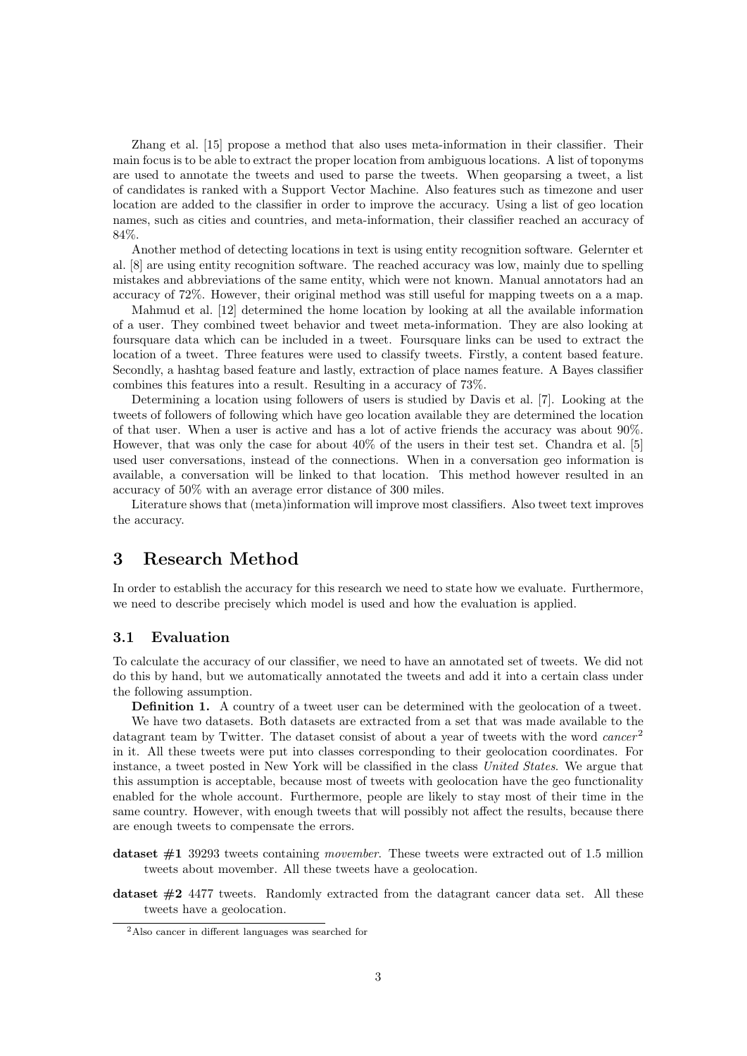Zhang et al. [15] propose a method that also uses meta-information in their classifier. Their main focus is to be able to extract the proper location from ambiguous locations. A list of toponyms are used to annotate the tweets and used to parse the tweets. When geoparsing a tweet, a list of candidates is ranked with a Support Vector Machine. Also features such as timezone and user location are added to the classifier in order to improve the accuracy. Using a list of geo location names, such as cities and countries, and meta-information, their classifier reached an accuracy of 84%.

Another method of detecting locations in text is using entity recognition software. Gelernter et al. [8] are using entity recognition software. The reached accuracy was low, mainly due to spelling mistakes and abbreviations of the same entity, which were not known. Manual annotators had an accuracy of 72%. However, their original method was still useful for mapping tweets on a a map.

Mahmud et al. [12] determined the home location by looking at all the available information of a user. They combined tweet behavior and tweet meta-information. They are also looking at foursquare data which can be included in a tweet. Foursquare links can be used to extract the location of a tweet. Three features were used to classify tweets. Firstly, a content based feature. Secondly, a hashtag based feature and lastly, extraction of place names feature. A Bayes classifier combines this features into a result. Resulting in a accuracy of 73%.

Determining a location using followers of users is studied by Davis et al. [7]. Looking at the tweets of followers of following which have geo location available they are determined the location of that user. When a user is active and has a lot of active friends the accuracy was about 90%. However, that was only the case for about 40% of the users in their test set. Chandra et al. [5] used user conversations, instead of the connections. When in a conversation geo information is available, a conversation will be linked to that location. This method however resulted in an accuracy of 50% with an average error distance of 300 miles.

Literature shows that (meta)information will improve most classifiers. Also tweet text improves the accuracy.

# 3 Research Method

In order to establish the accuracy for this research we need to state how we evaluate. Furthermore, we need to describe precisely which model is used and how the evaluation is applied.

## 3.1 Evaluation

To calculate the accuracy of our classifier, we need to have an annotated set of tweets. We did not do this by hand, but we automatically annotated the tweets and add it into a certain class under the following assumption.

**Definition 1.** A country of a tweet user can be determined with the geolocation of a tweet.

We have two datasets. Both datasets are extracted from a set that was made available to the datagrant team by Twitter. The dataset consist of about a year of tweets with the word *cancer*[2] in it. All these tweets were put into classes corresponding to their geolocation coordinates. For instance, a tweet posted in New York will be classified in the class *United States*. We argue that this assumption is acceptable, because most of tweets with geolocation have the geo functionality enabled for the whole account. Furthermore, people are likely to stay most of their time in the same country. However, with enough tweets that will possibly not affect the results, because there are enough tweets to compensate the errors.

**dataset #1** 39293 tweets containing *movember*. These tweets were extracted out of 1.5 million tweets about movember. All these tweets have a geolocation.

**dataset #2** 4477 tweets. Randomly extracted from the datagrant cancer data set. All these tweets have a geolocation.

[2] Also cancer in different languages was searched for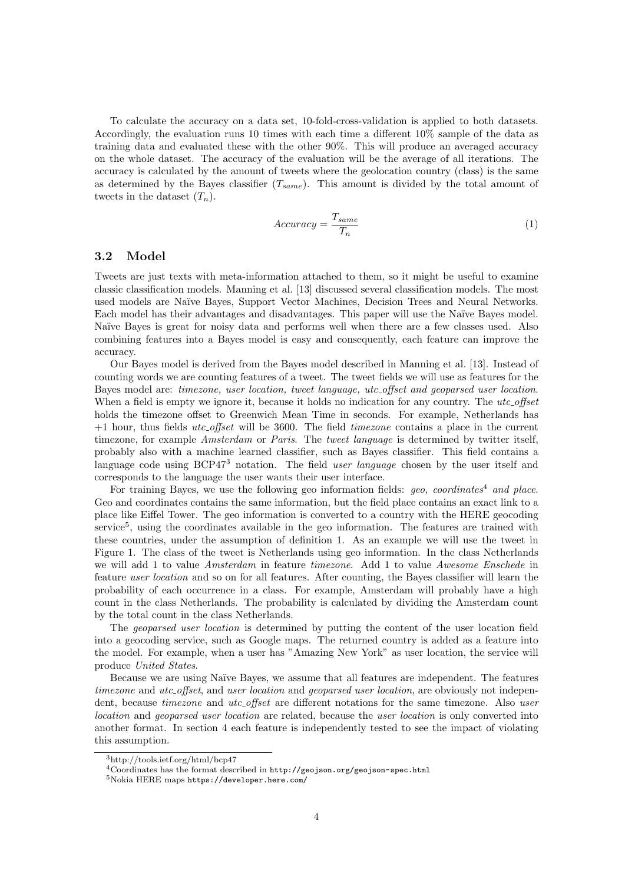To calculate the accuracy on a data set, 10-fold-cross-validation is applied to both datasets. Accordingly, the evaluation runs 10 times with each time a different 10% sample of the data as training data and evaluated these with the other 90%. This will produce an averaged accuracy on the whole dataset. The accuracy of the evaluation will be the average of all iterations. The accuracy is calculated by the amount of tweets where the geolocation country (class) is the same as determined by the Bayes classifier ($T_{same}$). This amount is divided by the total amount of tweets in the dataset ($T_n$).

$$Accuracy = \frac{T_{same}}{T_n} \tag{1}$$

## 3.2 Model

Tweets are just texts with meta-information attached to them, so it might be useful to examine classic classification models. Manning et al. [13] discussed several classification models. The most used models are Naïve Bayes, Support Vector Machines, Decision Trees and Neural Networks. Each model has their advantages and disadvantages. This paper will use the Naïve Bayes model. Naïve Bayes is great for noisy data and performs well when there are a few classes used. Also combining features into a Bayes model is easy and consequently, each feature can improve the accuracy.

Our Bayes model is derived from the Bayes model described in Manning et al. [13]. Instead of counting words we are counting features of a tweet. The tweet fields we will use as features for the Bayes model are: *timezone, user location, tweet language, utc_offset and geoparsed user location*. When a field is empty we ignore it, because it holds no indication for any country. The *utc_offset* holds the timezone offset to Greenwich Mean Time in seconds. For example, Netherlands has +1 hour, thus fields *utc_offset* will be 3600. The field *timezone* contains a place in the current timezone, for example *Amsterdam* or *Paris*. The *tweet language* is determined by twitter itself, probably also with a machine learned classifier, such as Bayes classifier. This field contains a language code using BCP47[3] notation. The field *user language* chosen by the user itself and corresponds to the language the user wants their user interface.

For training Bayes, we use the following geo information fields: *geo, coordinates*[4] *and place*. Geo and coordinates contains the same information, but the field place contains an exact link to a place like Eiffel Tower. The geo information is converted to a country with the HERE geocoding service[5], using the coordinates available in the geo information. The features are trained with these countries, under the assumption of definition 1. As an example we will use the tweet in Figure 1. The class of the tweet is Netherlands using geo information. In the class Netherlands we will add 1 to value *Amsterdam* in feature *timezone*. Add 1 to value *Awesome Enschede* in feature *user location* and so on for all features. After counting, the Bayes classifier will learn the probability of each occurrence in a class. For example, Amsterdam will probably have a high count in the class Netherlands. The probability is calculated by dividing the Amsterdam count by the total count in the class Netherlands.

The *geoparsed user location* is determined by putting the content of the user location field into a geocoding service, such as Google maps. The returned country is added as a feature into the model. For example, when a user has "Amazing New York" as user location, the service will produce *United States*.

Because we are using Naïve Bayes, we assume that all features are independent. The features *timezone* and *utc_offset*, and *user location* and *geoparsed user location*, are obviously not independent, because *timezone* and *utc_offset* are different notations for the same timezone. Also *user location* and *geoparsed user location* are related, because the *user location* is only converted into another format. In section 4 each feature is independently tested to see the impact of violating this assumption.

---

[3] http://tools.ietf.org/html/bcp47

[4] Coordinates has the format described in http://geojson.org/geojson-spec.html

[5] Nokia HERE maps https://developer.here.com/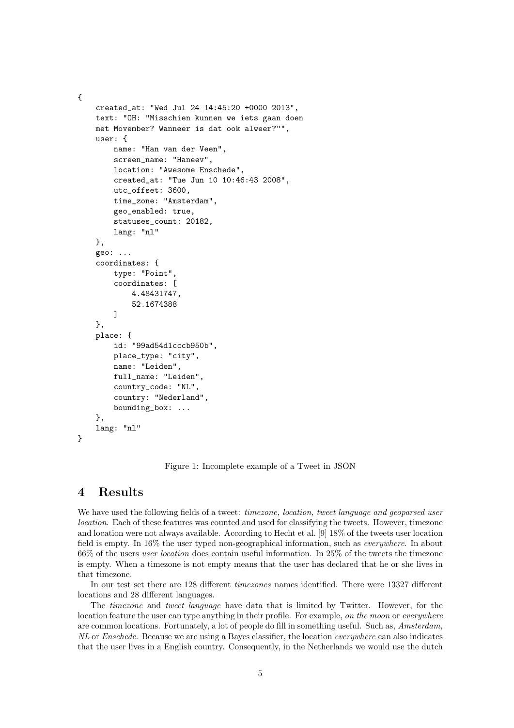```
{
    created_at: "Wed Jul 24 14:45:20 +0000 2013",
    text: "OH: "Misschien kunnen we iets gaan doen
    met Movember? Wanneer is dat ook alweer?"",
    user: {
        name: "Han van der Veen",
        screen_name: "Haneev",
        location: "Awesome Enschede",
        created_at: "Tue Jun 10 10:46:43 2008",
        utc_offset: 3600,
        time_zone: "Amsterdam",
        geo_enabled: true,
        statuses_count: 20182,
        lang: "nl"
    },
    geo: ...
    coordinates: {
        type: "Point",
        coordinates: [
            4.48431747,
            52.1674388
        ]
    },
    place: {
        id: "99ad54d1cccb950b",
        place_type: "city",
        name: "Leiden",
        full_name: "Leiden",
        country_code: "NL",
        country: "Nederland",
        bounding_box: ...
    },
    lang: "nl"
}
```

Figure 1: Incomplete example of a Tweet in JSON

## 4 Results

We have used the following fields of a tweet: *timezone, location, tweet language and geoparsed user location*. Each of these features was counted and used for classifying the tweets. However, timezone and location were not always available. According to Hecht et al. [9] 18% of the tweets user location field is empty. In 16% the user typed non-geographical information, such as *everywhere*. In about 66% of the users *user location* does contain useful information. In 25% of the tweets the timezone is empty. When a timezone is not empty means that the user has declared that he or she lives in that timezone.

In our test set there are 128 different *timezones* names identified. There were 13327 different locations and 28 different languages.

The *timezone* and *tweet language* have data that is limited by Twitter. However, for the location feature the user can type anything in their profile. For example, *on the moon* or *everywhere* are common locations. Fortunately, a lot of people do fill in something useful. Such as, *Amsterdam, NL* or *Enschede*. Because we are using a Bayes classifier, the location *everywhere* can also indicates that the user lives in a English country. Consequently, in the Netherlands we would use the dutch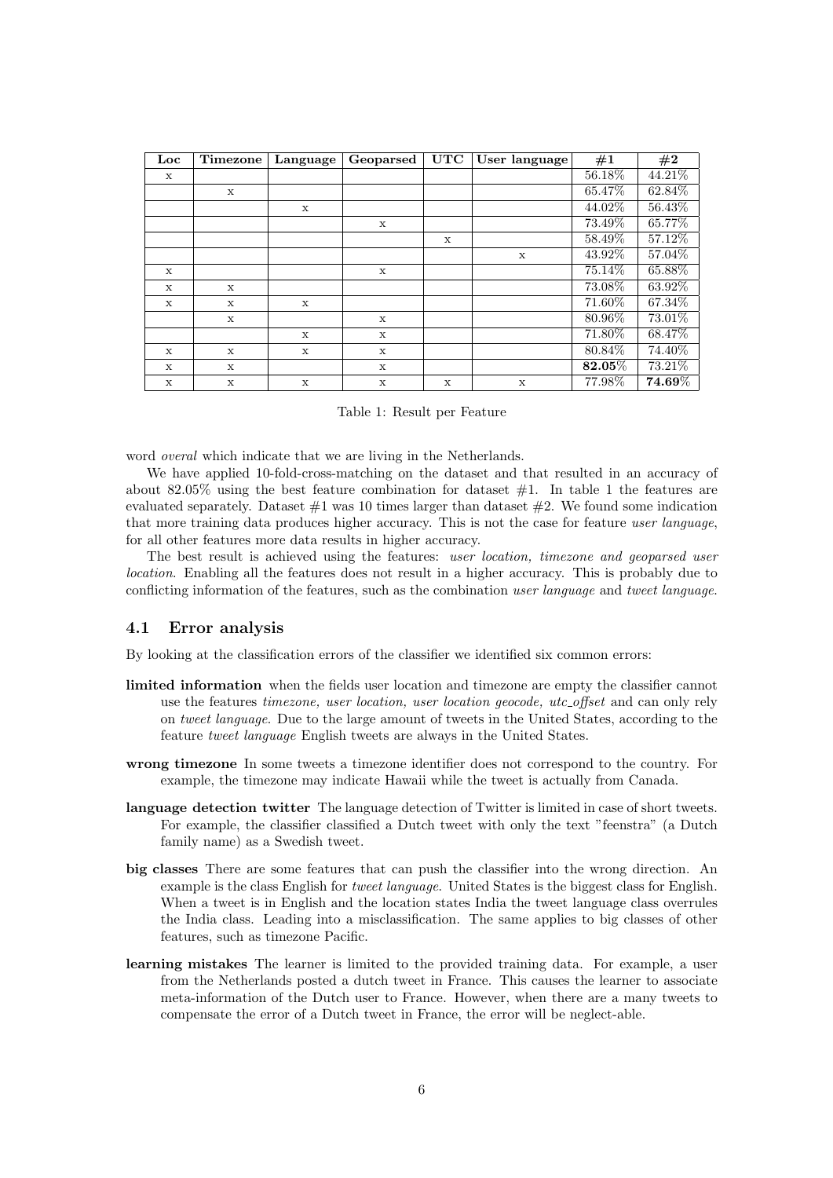| Loc | Timezone | Language | Geoparsed | UTC | User language | #1 | #2 |
|---|---|---|---|---|---|---|---|
| x | | | | | | 56.18% | 44.21% |
| | x | | | | | 65.47% | 62.84% |
| | | x | | | | 44.02% | 56.43% |
| | | | x | | | 73.49% | 65.77% |
| | | | | x | | 58.49% | 57.12% |
| | | | | | x | 43.92% | 57.04% |
| x | | | x | | | 75.14% | 65.88% |
| x | x | | | | | 73.08% | 63.92% |
| x | x | x | | | | 71.60% | 67.34% |
| | x | | x | | | 80.96% | 73.01% |
| | | x | x | | | 71.80% | 68.47% |
| x | x | x | x | | | 80.84% | 74.40% |
| x | x | | x | | | **82.05**% | 73.21% |
| x | x | x | x | x | x | 77.98% | **74.69**% |

Table 1: Result per Feature

word *overal* which indicate that we are living in the Netherlands.

We have applied 10-fold-cross-matching on the dataset and that resulted in an accuracy of about 82.05% using the best feature combination for dataset #1. In table 1 the features are evaluated separately. Dataset #1 was 10 times larger than dataset #2. We found some indication that more training data produces higher accuracy. This is not the case for feature *user language*, for all other features more data results in higher accuracy.

The best result is achieved using the features: *user location, timezone and geoparsed user location*. Enabling all the features does not result in a higher accuracy. This is probably due to conflicting information of the features, such as the combination *user language* and *tweet language*.

### 4.1 Error analysis

By looking at the classification errors of the classifier we identified six common errors:

**limited information** when the fields user location and timezone are empty the classifier cannot use the features *timezone, user location, user location geocode, utc_offset* and can only rely on *tweet language*. Due to the large amount of tweets in the United States, according to the feature *tweet language* English tweets are always in the United States.

**wrong timezone** In some tweets a timezone identifier does not correspond to the country. For example, the timezone may indicate Hawaii while the tweet is actually from Canada.

**language detection twitter** The language detection of Twitter is limited in case of short tweets. For example, the classifier classified a Dutch tweet with only the text "feenstra" (a Dutch family name) as a Swedish tweet.

**big classes** There are some features that can push the classifier into the wrong direction. An example is the class English for *tweet language*. United States is the biggest class for English. When a tweet is in English and the location states India the tweet language class overrules the India class. Leading into a misclassification. The same applies to big classes of other features, such as timezone Pacific.

**learning mistakes** The learner is limited to the provided training data. For example, a user from the Netherlands posted a dutch tweet in France. This causes the learner to associate meta-information of the Dutch user to France. However, when there are a many tweets to compensate the error of a Dutch tweet in France, the error will be neglect-able.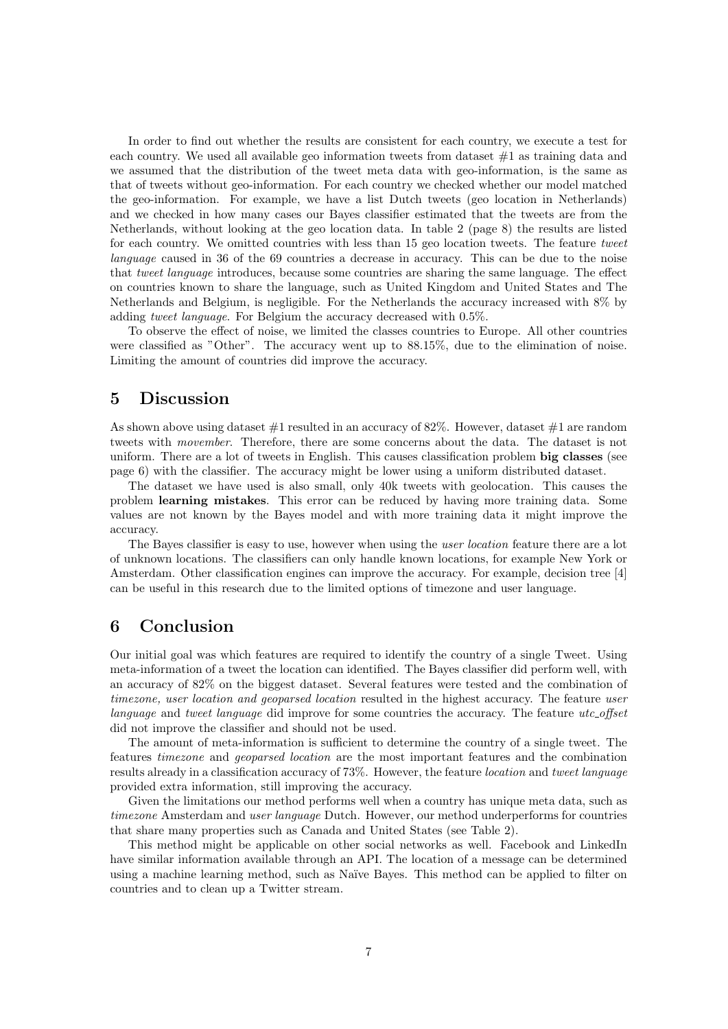In order to find out whether the results are consistent for each country, we execute a test for each country. We used all available geo information tweets from dataset #1 as training data and we assumed that the distribution of the tweet meta data with geo-information, is the same as that of tweets without geo-information. For each country we checked whether our model matched the geo-information. For example, we have a list Dutch tweets (geo location in Netherlands) and we checked in how many cases our Bayes classifier estimated that the tweets are from the Netherlands, without looking at the geo location data. In table 2 (page 8) the results are listed for each country. We omitted countries with less than 15 geo location tweets. The feature *tweet language* caused in 36 of the 69 countries a decrease in accuracy. This can be due to the noise that *tweet language* introduces, because some countries are sharing the same language. The effect on countries known to share the language, such as United Kingdom and United States and The Netherlands and Belgium, is negligible. For the Netherlands the accuracy increased with 8% by adding *tweet language*. For Belgium the accuracy decreased with 0.5%.

To observe the effect of noise, we limited the classes countries to Europe. All other countries were classified as "Other". The accuracy went up to 88.15%, due to the elimination of noise. Limiting the amount of countries did improve the accuracy.

# 5 Discussion

As shown above using dataset #1 resulted in an accuracy of 82%. However, dataset #1 are random tweets with *movember*. Therefore, there are some concerns about the data. The dataset is not uniform. There are a lot of tweets in English. This causes classification problem **big classes** (see page 6) with the classifier. The accuracy might be lower using a uniform distributed dataset.

The dataset we have used is also small, only 40k tweets with geolocation. This causes the problem **learning mistakes**. This error can be reduced by having more training data. Some values are not known by the Bayes model and with more training data it might improve the accuracy.

The Bayes classifier is easy to use, however when using the *user location* feature there are a lot of unknown locations. The classifiers can only handle known locations, for example New York or Amsterdam. Other classification engines can improve the accuracy. For example, decision tree [4] can be useful in this research due to the limited options of timezone and user language.

# 6 Conclusion

Our initial goal was which features are required to identify the country of a single Tweet. Using meta-information of a tweet the location can identified. The Bayes classifier did perform well, with an accuracy of 82% on the biggest dataset. Several features were tested and the combination of *timezone, user location and geoparsed location* resulted in the highest accuracy. The feature *user language* and *tweet language* did improve for some countries the accuracy. The feature *utc_offset* did not improve the classifier and should not be used.

The amount of meta-information is sufficient to determine the country of a single tweet. The features *timezone* and *geoparsed location* are the most important features and the combination results already in a classification accuracy of 73%. However, the feature *location* and *tweet language* provided extra information, still improving the accuracy.

Given the limitations our method performs well when a country has unique meta data, such as *timezone* Amsterdam and *user language* Dutch. However, our method underperforms for countries that share many properties such as Canada and United States (see Table 2).

This method might be applicable on other social networks as well. Facebook and LinkedIn have similar information available through an API. The location of a message can be determined using a machine learning method, such as Naïve Bayes. This method can be applied to filter on countries and to clean up a Twitter stream.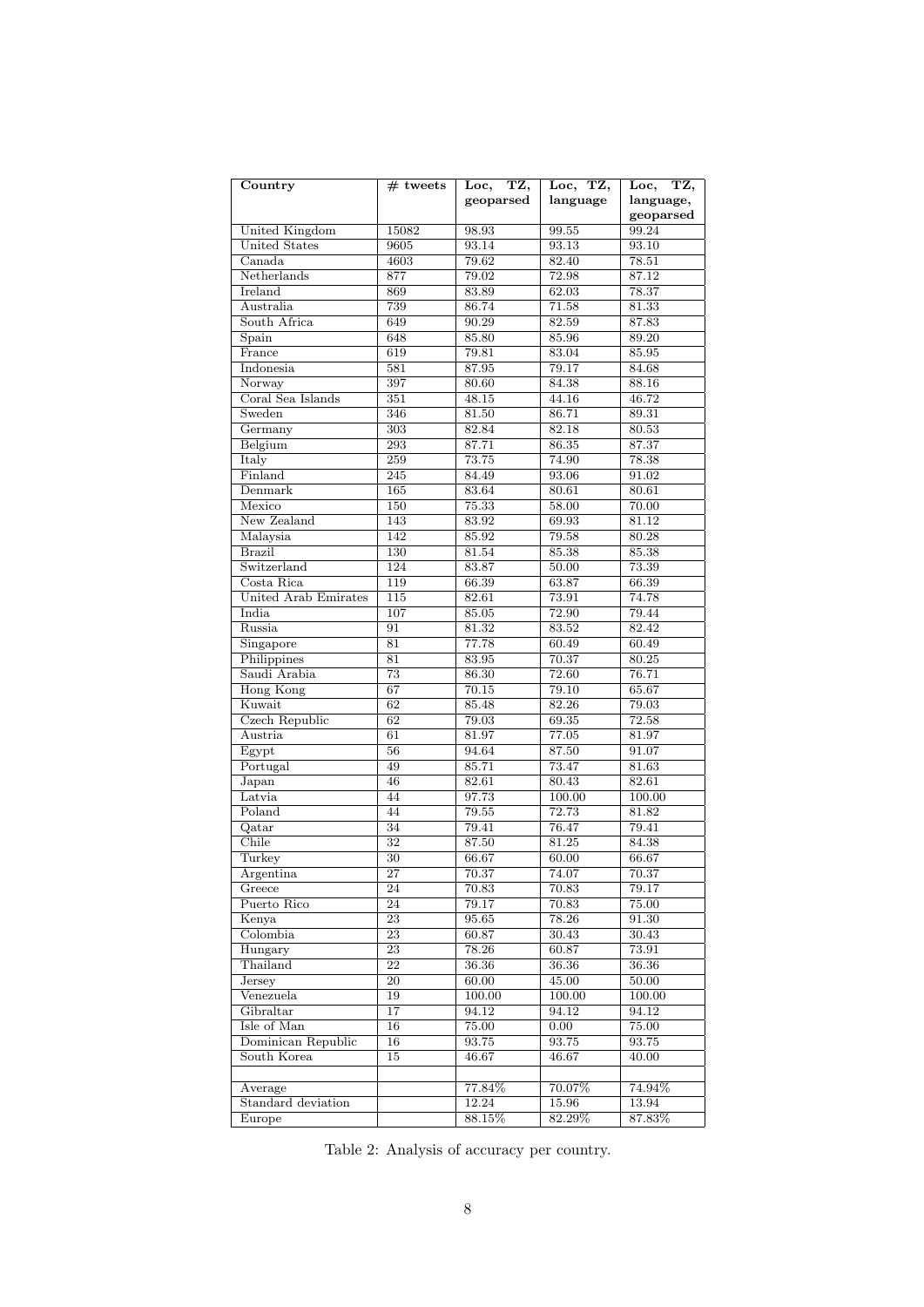| Country | # tweets | Loc, TZ, geoparsed | Loc, TZ, language | Loc, TZ, language, geoparsed |
|---|---|---|---|---|
| United Kingdom | 15082 | 98.93 | 99.55 | 99.24 |
| United States | 9605 | 93.14 | 93.13 | 93.10 |
| Canada | 4603 | 79.62 | 82.40 | 78.51 |
| Netherlands | 877 | 79.02 | 72.98 | 87.12 |
| Ireland | 869 | 83.89 | 62.03 | 78.37 |
| Australia | 739 | 86.74 | 71.58 | 81.33 |
| South Africa | 649 | 90.29 | 82.59 | 87.83 |
| Spain | 648 | 85.80 | 85.96 | 89.20 |
| France | 619 | 79.81 | 83.04 | 85.95 |
| Indonesia | 581 | 87.95 | 79.17 | 84.68 |
| Norway | 397 | 80.60 | 84.38 | 88.16 |
| Coral Sea Islands | 351 | 48.15 | 44.16 | 46.72 |
| Sweden | 346 | 81.50 | 86.71 | 89.31 |
| Germany | 303 | 82.84 | 82.18 | 80.53 |
| Belgium | 293 | 87.71 | 86.35 | 87.37 |
| Italy | 259 | 73.75 | 74.90 | 78.38 |
| Finland | 245 | 84.49 | 93.06 | 91.02 |
| Denmark | 165 | 83.64 | 80.61 | 80.61 |
| Mexico | 150 | 75.33 | 58.00 | 70.00 |
| New Zealand | 143 | 83.92 | 69.93 | 81.12 |
| Malaysia | 142 | 85.92 | 79.58 | 80.28 |
| Brazil | 130 | 81.54 | 85.38 | 85.38 |
| Switzerland | 124 | 83.87 | 50.00 | 73.39 |
| Costa Rica | 119 | 66.39 | 63.87 | 66.39 |
| United Arab Emirates | 115 | 82.61 | 73.91 | 74.78 |
| India | 107 | 85.05 | 72.90 | 79.44 |
| Russia | 91 | 81.32 | 83.52 | 82.42 |
| Singapore | 81 | 77.78 | 60.49 | 60.49 |
| Philippines | 81 | 83.95 | 70.37 | 80.25 |
| Saudi Arabia | 73 | 86.30 | 72.60 | 76.71 |
| Hong Kong | 67 | 70.15 | 79.10 | 65.67 |
| Kuwait | 62 | 85.48 | 82.26 | 79.03 |
| Czech Republic | 62 | 79.03 | 69.35 | 72.58 |
| Austria | 61 | 81.97 | 77.05 | 81.97 |
| Egypt | 56 | 94.64 | 87.50 | 91.07 |
| Portugal | 49 | 85.71 | 73.47 | 81.63 |
| Japan | 46 | 82.61 | 80.43 | 82.61 |
| Latvia | 44 | 97.73 | 100.00 | 100.00 |
| Poland | 44 | 79.55 | 72.73 | 81.82 |
| Qatar | 34 | 79.41 | 76.47 | 79.41 |
| Chile | 32 | 87.50 | 81.25 | 84.38 |
| Turkey | 30 | 66.67 | 60.00 | 66.67 |
| Argentina | 27 | 70.37 | 74.07 | 70.37 |
| Greece | 24 | 70.83 | 70.83 | 79.17 |
| Puerto Rico | 24 | 79.17 | 70.83 | 75.00 |
| Kenya | 23 | 95.65 | 78.26 | 91.30 |
| Colombia | 23 | 60.87 | 30.43 | 30.43 |
| Hungary | 23 | 78.26 | 60.87 | 73.91 |
| Thailand | 22 | 36.36 | 36.36 | 36.36 |
| Jersey | 20 | 60.00 | 45.00 | 50.00 |
| Venezuela | 19 | 100.00 | 100.00 | 100.00 |
| Gibraltar | 17 | 94.12 | 94.12 | 94.12 |
| Isle of Man | 16 | 75.00 | 0.00 | 75.00 |
| Dominican Republic | 16 | 93.75 | 93.75 | 93.75 |
| South Korea | 15 | 46.67 | 46.67 | 40.00 |
| | | | | |
| Average | | 77.84% | 70.07% | 74.94% |
| Standard deviation | | 12.24 | 15.96 | 13.94 |
| Europe | | 88.15% | 82.29% | 87.83% |

Table 2: Analysis of accuracy per country.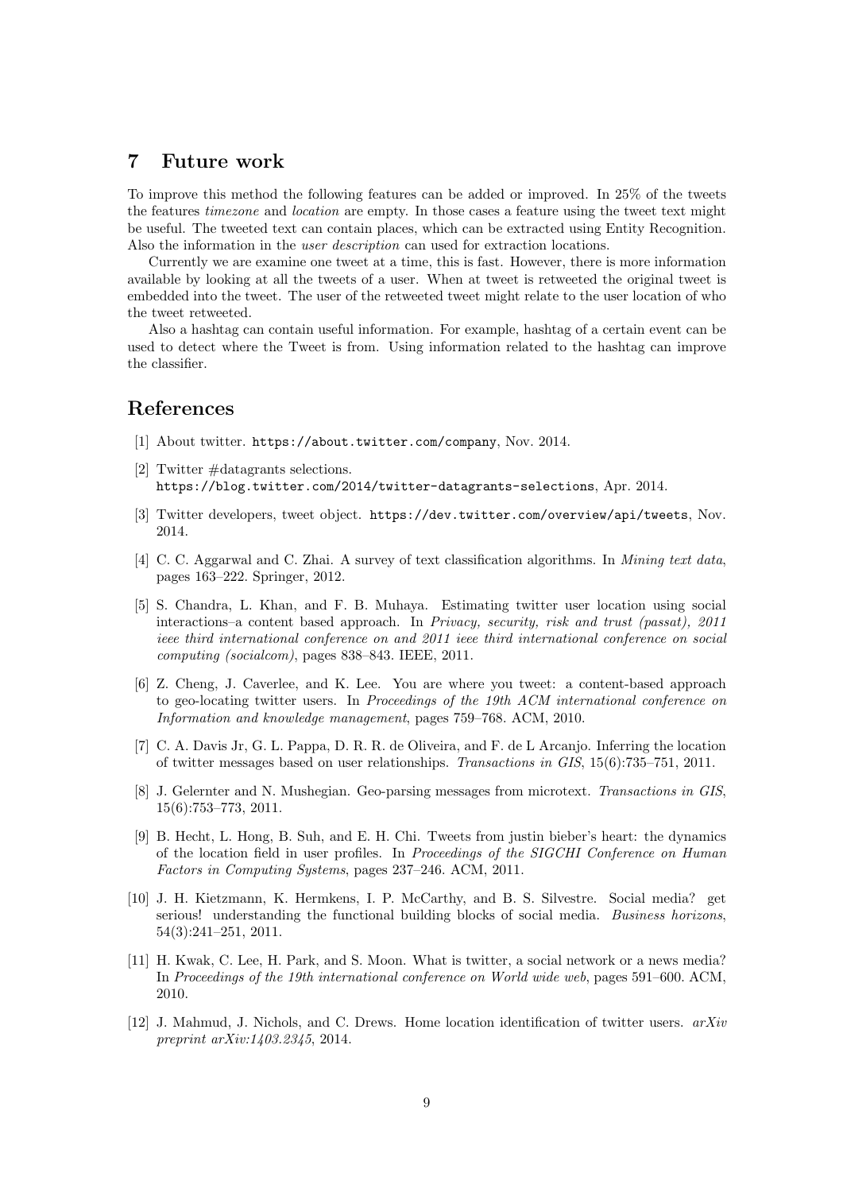## 7 Future work

To improve this method the following features can be added or improved. In 25% of the tweets the features *timezone* and *location* are empty. In those cases a feature using the tweet text might be useful. The tweeted text can contain places, which can be extracted using Entity Recognition. Also the information in the *user description* can used for extraction locations.

Currently we are examine one tweet at a time, this is fast. However, there is more information available by looking at all the tweets of a user. When at tweet is retweeted the original tweet is embedded into the tweet. The user of the retweeted tweet might relate to the user location of who the tweet retweeted.

Also a hashtag can contain useful information. For example, hashtag of a certain event can be used to detect where the Tweet is from. Using information related to the hashtag can improve the classifier.

## References

[1] About twitter. https://about.twitter.com/company, Nov. 2014.

[2] Twitter #datagrants selections. https://blog.twitter.com/2014/twitter-datagrants-selections, Apr. 2014.

[3] Twitter developers, tweet object. https://dev.twitter.com/overview/api/tweets, Nov. 2014.

[4] C. C. Aggarwal and C. Zhai. A survey of text classification algorithms. In *Mining text data*, pages 163–222. Springer, 2012.

[5] S. Chandra, L. Khan, and F. B. Muhaya. Estimating twitter user location using social interactions–a content based approach. In *Privacy, security, risk and trust (passat), 2011 ieee third international conference on and 2011 ieee third international conference on social computing (socialcom)*, pages 838–843. IEEE, 2011.

[6] Z. Cheng, J. Caverlee, and K. Lee. You are where you tweet: a content-based approach to geo-locating twitter users. In *Proceedings of the 19th ACM international conference on Information and knowledge management*, pages 759–768. ACM, 2010.

[7] C. A. Davis Jr, G. L. Pappa, D. R. R. de Oliveira, and F. de L Arcanjo. Inferring the location of twitter messages based on user relationships. *Transactions in GIS*, 15(6):735–751, 2011.

[8] J. Gelernter and N. Mushegian. Geo-parsing messages from microtext. *Transactions in GIS*, 15(6):753–773, 2011.

[9] B. Hecht, L. Hong, B. Suh, and E. H. Chi. Tweets from justin bieber's heart: the dynamics of the location field in user profiles. In *Proceedings of the SIGCHI Conference on Human Factors in Computing Systems*, pages 237–246. ACM, 2011.

[10] J. H. Kietzmann, K. Hermkens, I. P. McCarthy, and B. S. Silvestre. Social media? get serious! understanding the functional building blocks of social media. *Business horizons*, 54(3):241–251, 2011.

[11] H. Kwak, C. Lee, H. Park, and S. Moon. What is twitter, a social network or a news media? In *Proceedings of the 19th international conference on World wide web*, pages 591–600. ACM, 2010.

[12] J. Mahmud, J. Nichols, and C. Drews. Home location identification of twitter users. *arXiv preprint arXiv:1403.2345*, 2014.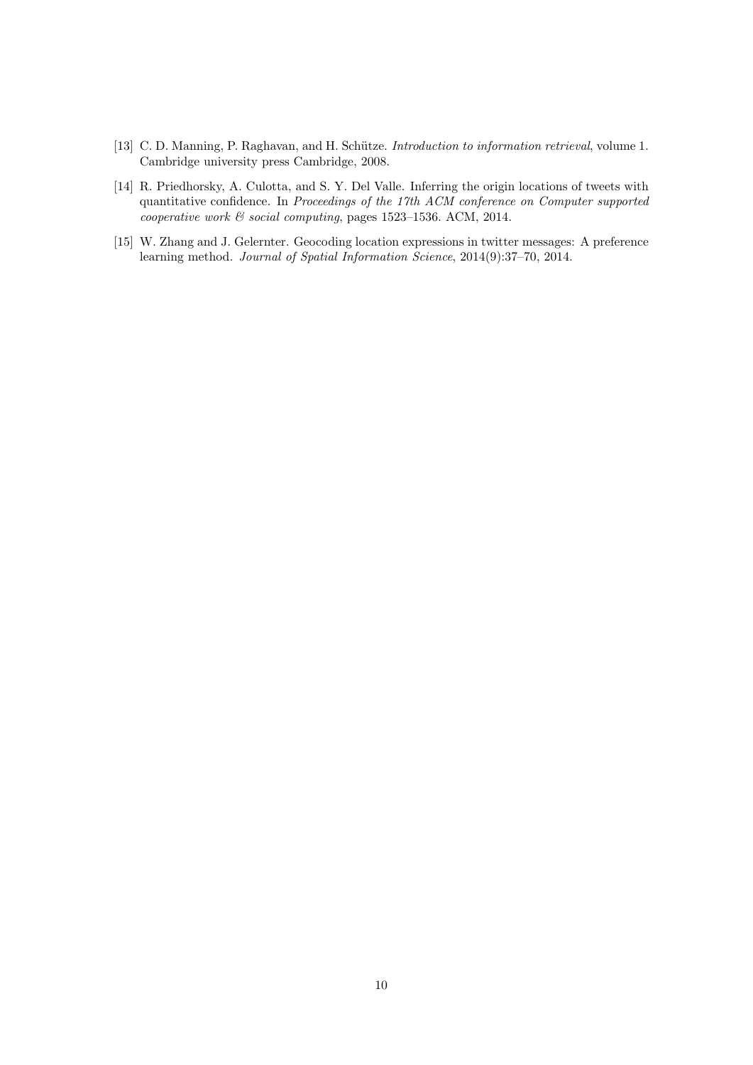[13] C. D. Manning, P. Raghavan, and H. Schütze. *Introduction to information retrieval*, volume 1. Cambridge university press Cambridge, 2008.

[14] R. Priedhorsky, A. Culotta, and S. Y. Del Valle. Inferring the origin locations of tweets with quantitative confidence. In *Proceedings of the 17th ACM conference on Computer supported cooperative work & social computing*, pages 1523–1536. ACM, 2014.

[15] W. Zhang and J. Gelernter. Geocoding location expressions in twitter messages: A preference learning method. *Journal of Spatial Information Science*, 2014(9):37–70, 2014.